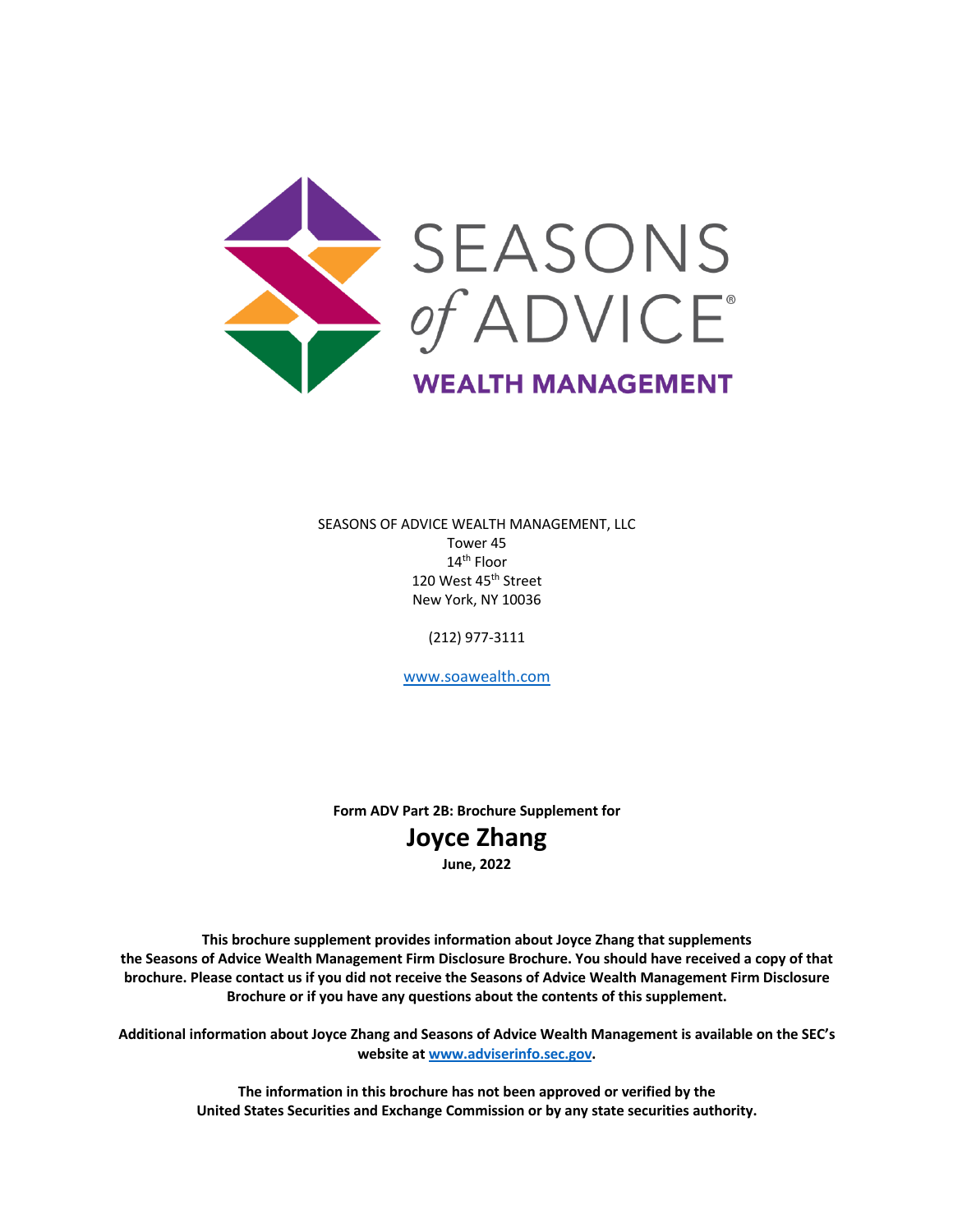SEASONS of ADVICE®
WEALTH MANAGEMENT

SEASONS OF ADVICE WEALTH MANAGEMENT, LLC
Tower 45
14th Floor
120 West 45th Street
New York, NY 10036

(212) 977-3111

www.soawealth.com

**Form ADV Part 2B: Brochure Supplement for**

# Joyce Zhang

**June, 2022**

**This brochure supplement provides information about Joyce Zhang that supplements the Seasons of Advice Wealth Management Firm Disclosure Brochure. You should have received a copy of that brochure. Please contact us if you did not receive the Seasons of Advice Wealth Management Firm Disclosure Brochure or if you have any questions about the contents of this supplement.**

**Additional information about Joyce Zhang and Seasons of Advice Wealth Management is available on the SEC's website at www.adviserinfo.sec.gov.**

**The information in this brochure has not been approved or verified by the United States Securities and Exchange Commission or by any state securities authority.**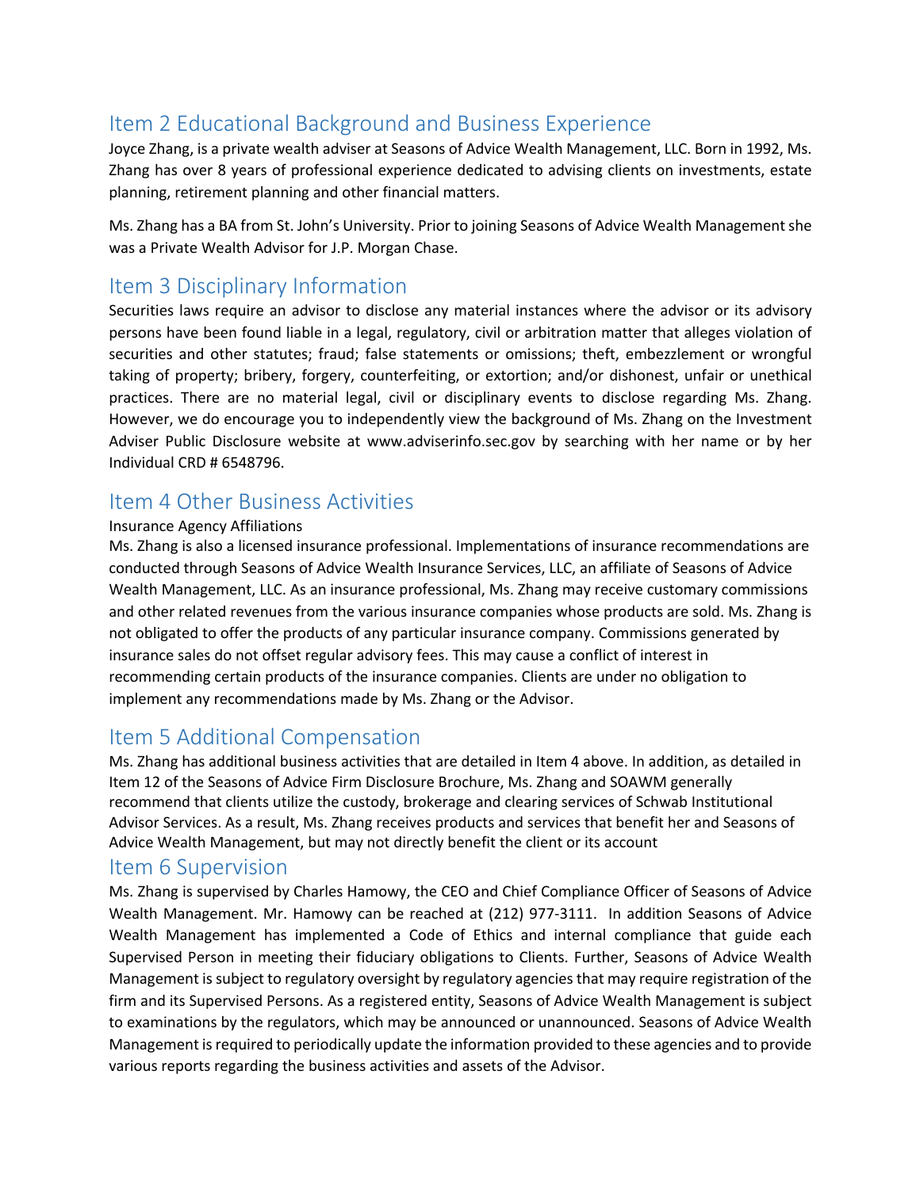## Item 2 Educational Background and Business Experience

Joyce Zhang, is a private wealth adviser at Seasons of Advice Wealth Management, LLC. Born in 1992, Ms. Zhang has over 8 years of professional experience dedicated to advising clients on investments, estate planning, retirement planning and other financial matters.

Ms. Zhang has a BA from St. John's University. Prior to joining Seasons of Advice Wealth Management she was a Private Wealth Advisor for J.P. Morgan Chase.

## Item 3 Disciplinary Information

Securities laws require an advisor to disclose any material instances where the advisor or its advisory persons have been found liable in a legal, regulatory, civil or arbitration matter that alleges violation of securities and other statutes; fraud; false statements or omissions; theft, embezzlement or wrongful taking of property; bribery, forgery, counterfeiting, or extortion; and/or dishonest, unfair or unethical practices. There are no material legal, civil or disciplinary events to disclose regarding Ms. Zhang. However, we do encourage you to independently view the background of Ms. Zhang on the Investment Adviser Public Disclosure website at www.adviserinfo.sec.gov by searching with her name or by her Individual CRD # 6548796.

## Item 4 Other Business Activities

Insurance Agency Affiliations

Ms. Zhang is also a licensed insurance professional. Implementations of insurance recommendations are conducted through Seasons of Advice Wealth Insurance Services, LLC, an affiliate of Seasons of Advice Wealth Management, LLC. As an insurance professional, Ms. Zhang may receive customary commissions and other related revenues from the various insurance companies whose products are sold. Ms. Zhang is not obligated to offer the products of any particular insurance company. Commissions generated by insurance sales do not offset regular advisory fees. This may cause a conflict of interest in recommending certain products of the insurance companies. Clients are under no obligation to implement any recommendations made by Ms. Zhang or the Advisor.

## Item 5 Additional Compensation

Ms. Zhang has additional business activities that are detailed in Item 4 above. In addition, as detailed in Item 12 of the Seasons of Advice Firm Disclosure Brochure, Ms. Zhang and SOAWM generally recommend that clients utilize the custody, brokerage and clearing services of Schwab Institutional Advisor Services. As a result, Ms. Zhang receives products and services that benefit her and Seasons of Advice Wealth Management, but may not directly benefit the client or its account

## Item 6 Supervision

Ms. Zhang is supervised by Charles Hamowy, the CEO and Chief Compliance Officer of Seasons of Advice Wealth Management. Mr. Hamowy can be reached at (212) 977-3111. In addition Seasons of Advice Wealth Management has implemented a Code of Ethics and internal compliance that guide each Supervised Person in meeting their fiduciary obligations to Clients. Further, Seasons of Advice Wealth Management is subject to regulatory oversight by regulatory agencies that may require registration of the firm and its Supervised Persons. As a registered entity, Seasons of Advice Wealth Management is subject to examinations by the regulators, which may be announced or unannounced. Seasons of Advice Wealth Management is required to periodically update the information provided to these agencies and to provide various reports regarding the business activities and assets of the Advisor.